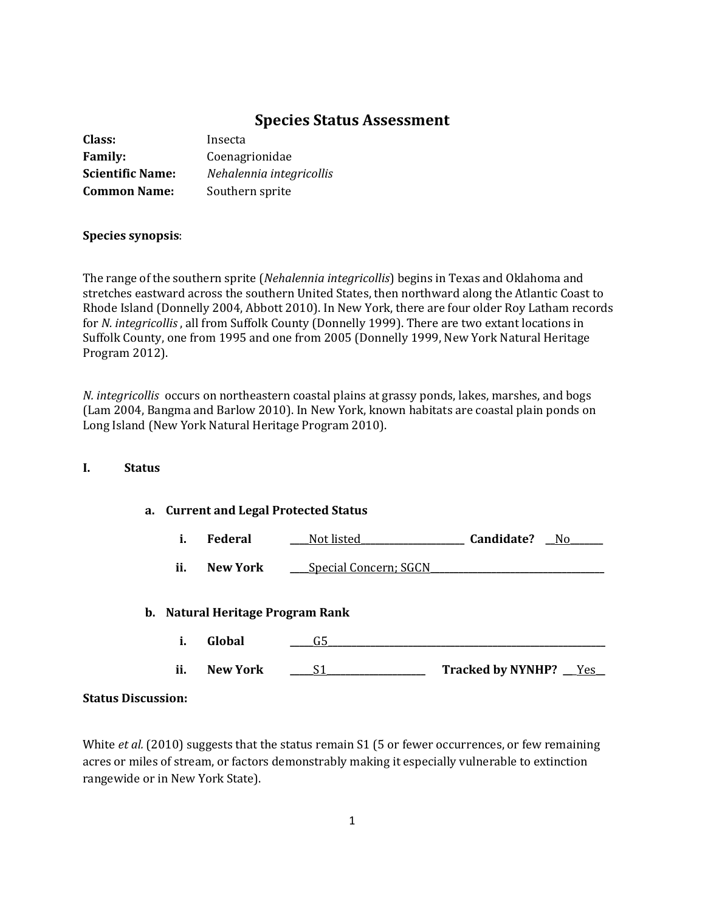# Species Status Assessment

**Class:** Insecta
**Family:** Coenagrionidae
**Scientific Name:** *Nehalennia integricollis*
**Common Name:** Southern sprite

**Species synopsis**:

The range of the southern sprite (*Nehalennia integricollis*) begins in Texas and Oklahoma and stretches eastward across the southern United States, then northward along the Atlantic Coast to Rhode Island (Donnelly 2004, Abbott 2010). In New York, there are four older Roy Latham records for *N. integricollis* , all from Suffolk County (Donnelly 1999). There are two extant locations in Suffolk County, one from 1995 and one from 2005 (Donnelly 1999, New York Natural Heritage Program 2012).

*N. integricollis* occurs on northeastern coastal plains at grassy ponds, lakes, marshes, and bogs (Lam 2004, Bangma and Barlow 2010). In New York, known habitats are coastal plain ponds on Long Island (New York Natural Heritage Program 2010).

## I. Status

### a. Current and Legal Protected Status

**i. Federal** ____Not listed____ **Candidate?** __No__

**ii. New York** ____Special Concern; SGCN____

### b. Natural Heritage Program Rank

**i. Global** ____G5____

**ii. New York** ____S1____ **Tracked by NYNHP?** __Yes__

**Status Discussion:**

White *et al.* (2010) suggests that the status remain S1 (5 or fewer occurrences, or few remaining acres or miles of stream, or factors demonstrably making it especially vulnerable to extinction rangewide or in New York State).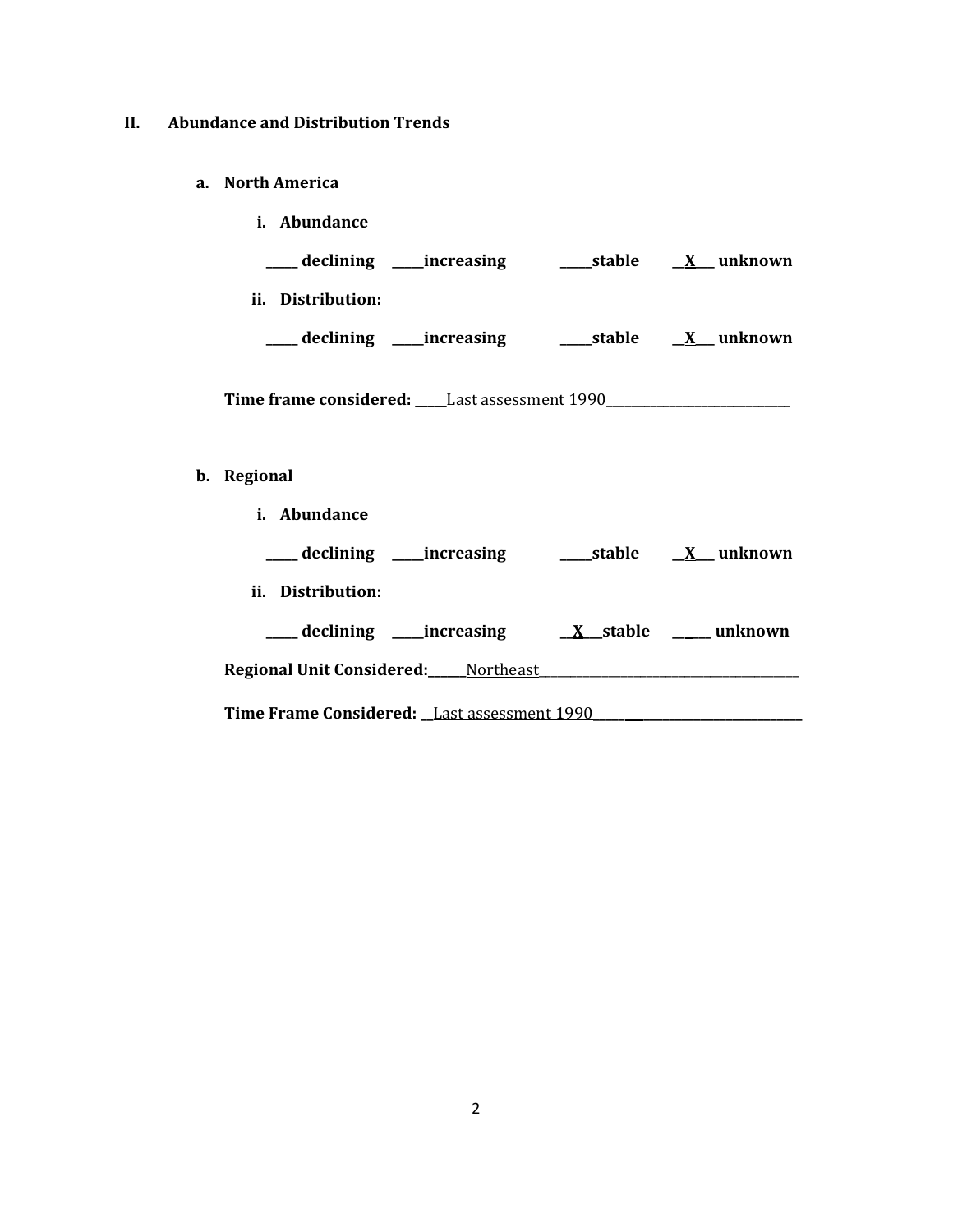## II. Abundance and Distribution Trends

### a. North America

**i. Abundance**

**_____ declining _____increasing _____stable __X___ unknown**

**ii. Distribution:**

**_____ declining _____increasing _____stable __X___ unknown**

**Time frame considered:** _____Last assessment 1990_____________________________

### b. Regional

**i. Abundance**

**_____ declining _____increasing _____stable __X___ unknown**

**ii. Distribution:**

**_____ declining _____increasing __X___stable _____ unknown**

**Regional Unit Considered:**______Northeast__________________________________________

**Time Frame Considered:** __Last assessment 1990_________________________________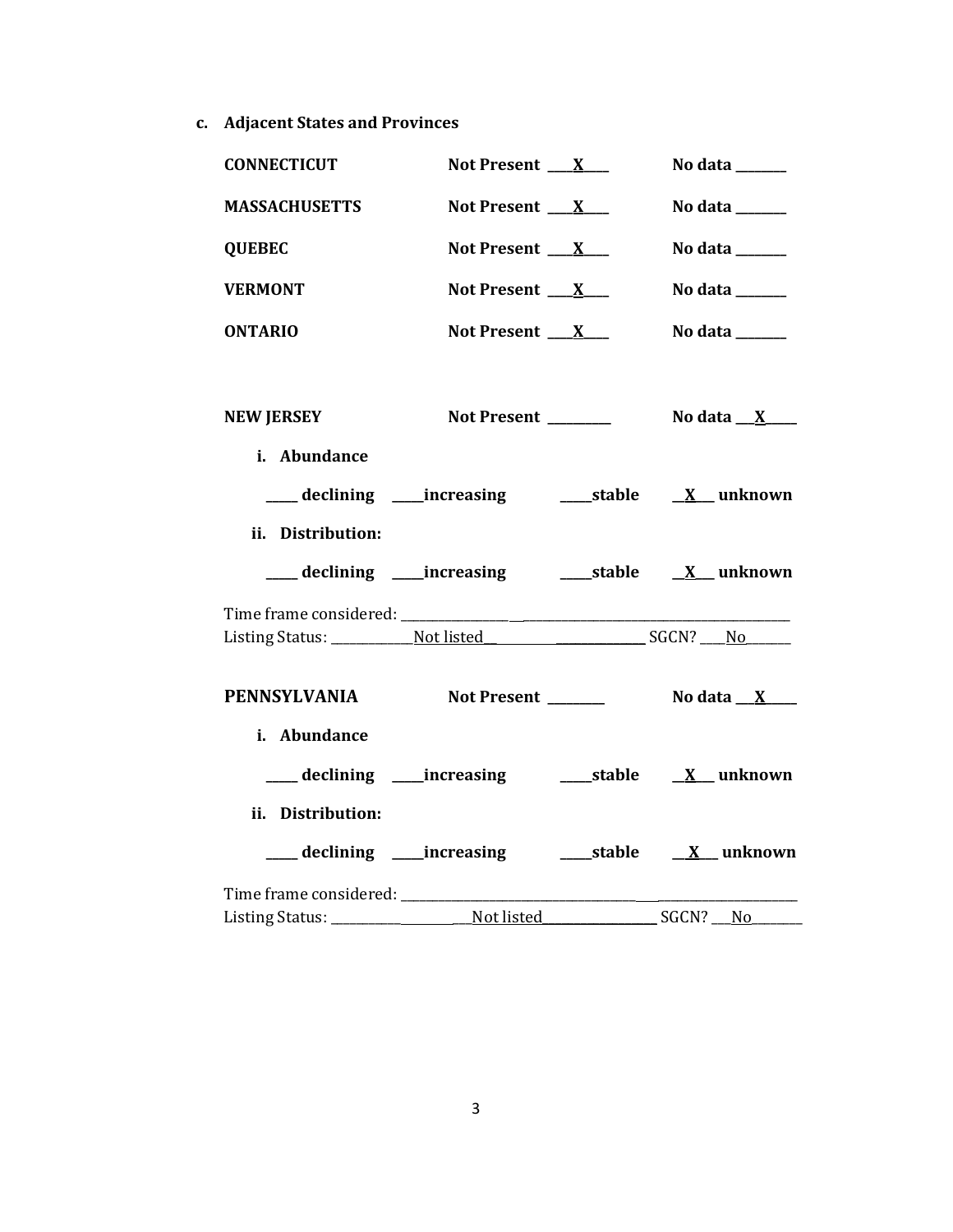**c. Adjacent States and Provinces**

**CONNECTICUT** **Not Present** ___X___ **No data** _______

**MASSACHUSETTS** **Not Present** ___X___ **No data** _______

**QUEBEC** **Not Present** ___X___ **No data** _______

**VERMONT** **Not Present** ___X___ **No data** _______

**ONTARIO** **Not Present** ___X___ **No data** _______

**NEW JERSEY** **Not Present** ________ **No data** ___X____

**i. Abundance**

____ **declining** ____**increasing** ____**stable** __X__ **unknown**

**ii. Distribution:**

____ **declining** ____**increasing** ____**stable** __X__ **unknown**

Time frame considered: ___________________________________________

Listing Status: ____________Not listed__________________ SGCN? ___No______

**PENNSYLVANIA** **Not Present** _______ **No data** ___X____

**i. Abundance**

____ **declining** ____**increasing** ____**stable** __X__ **unknown**

**ii. Distribution:**

____ **declining** ____**increasing** ____**stable** __X__ **unknown**

Time frame considered: ___________________________________________

Listing Status: ____________Not listed__________________ SGCN? ___No______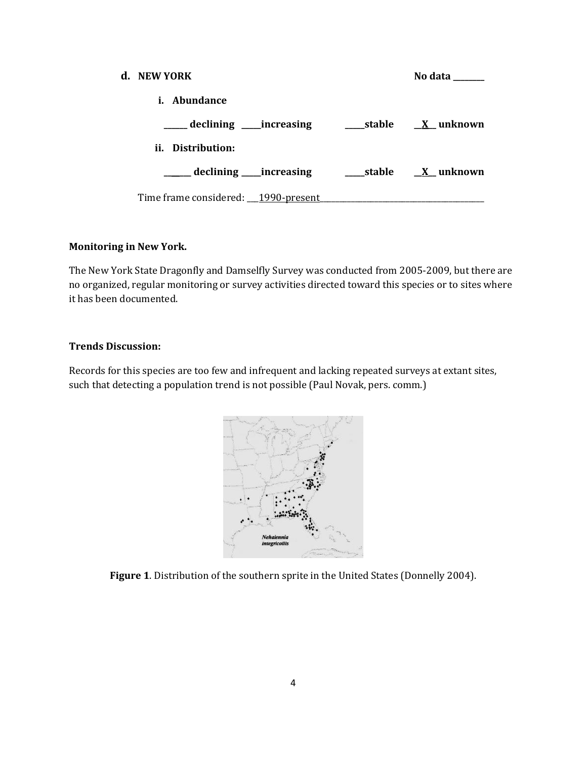**d. NEW YORK** **No data ________**

**i. Abundance**

**______ declining _____increasing _____stable __X__ unknown**

**ii. Distribution:**

**_______ declining _____increasing _____stable __X__ unknown**

Time frame considered: ___1990-present_______________________________________

**Monitoring in New York.**

The New York State Dragonfly and Damselfly Survey was conducted from 2005-2009, but there are no organized, regular monitoring or survey activities directed toward this species or to sites where it has been documented.

**Trends Discussion:**

Records for this species are too few and infrequent and lacking repeated surveys at extant sites, such that detecting a population trend is not possible (Paul Novak, pers. comm.)

**Figure 1**. Distribution of the southern sprite in the United States (Donnelly 2004).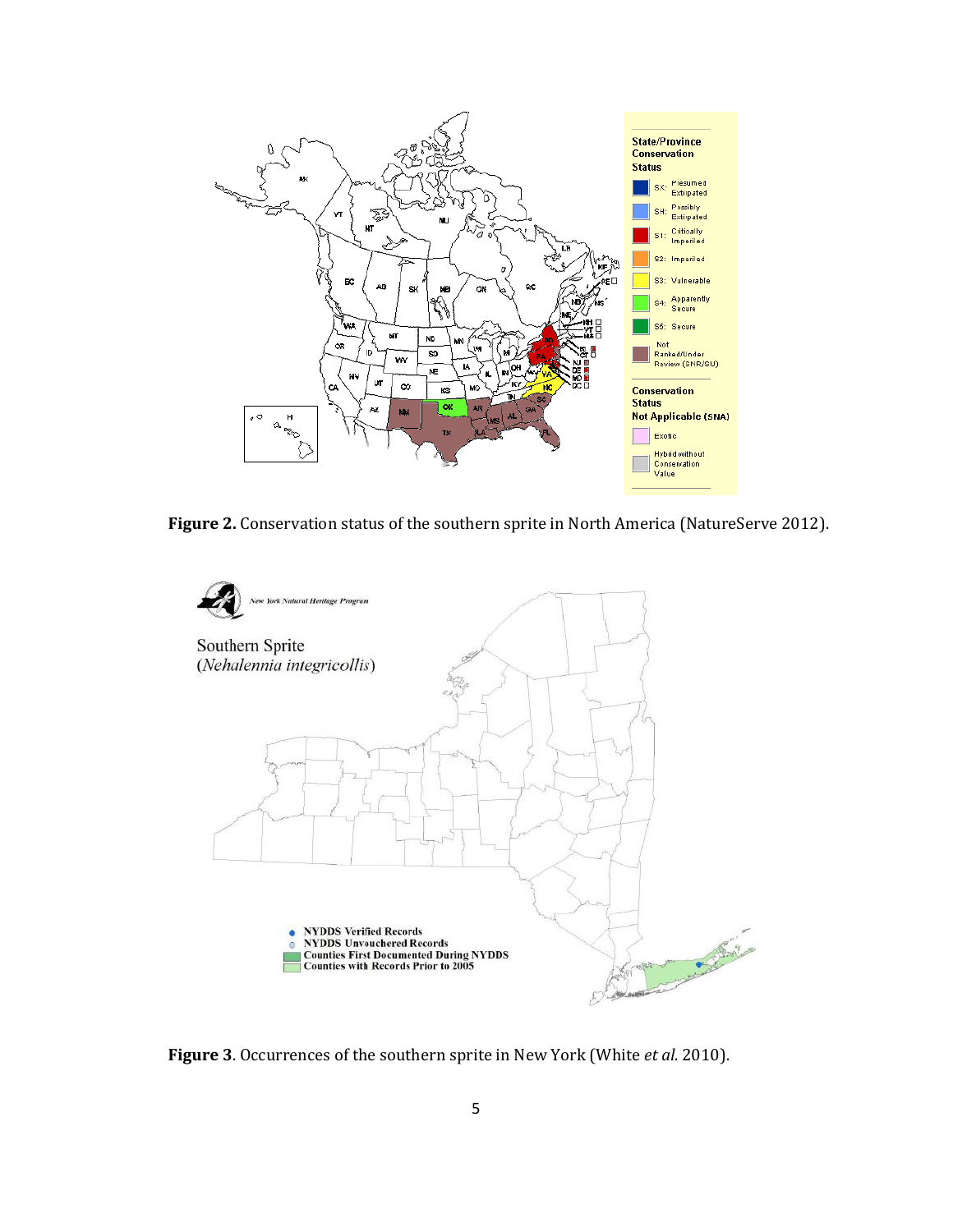**Figure 2.** Conservation status of the southern sprite in North America (NatureServe 2012).

**Figure 3**. Occurrences of the southern sprite in New York (White *et al.* 2010).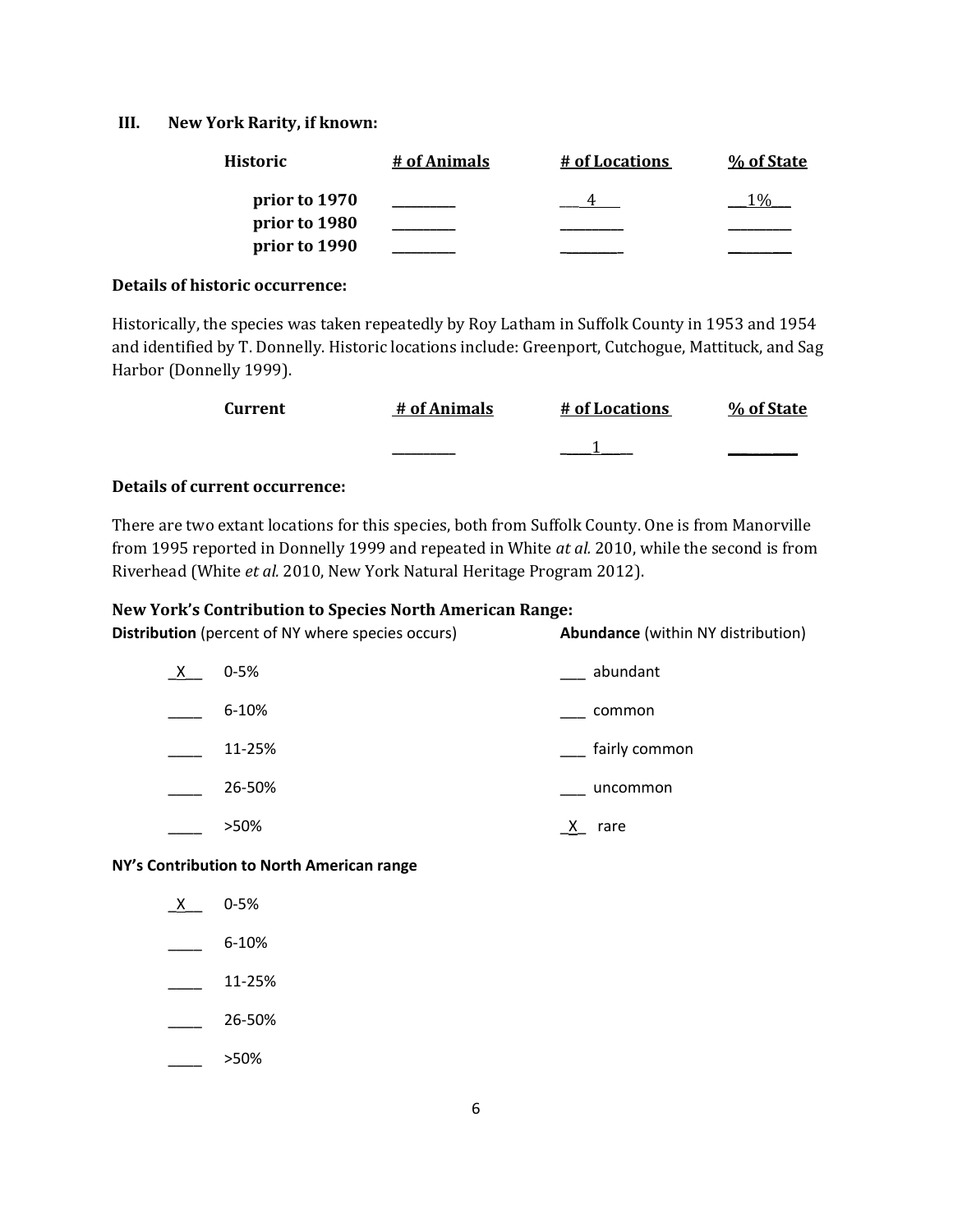### III. New York Rarity, if known:

| Historic | # of Animals | # of Locations | % of State |
|---|---|---|---|
| prior to 1970 | ________ | ___4___ | __1%__ |
| prior to 1980 | ________ | ________ | ________ |
| prior to 1990 | ________ | ________ | ________ |

**Details of historic occurrence:**

Historically, the species was taken repeatedly by Roy Latham in Suffolk County in 1953 and 1954 and identified by T. Donnelly. Historic locations include: Greenport, Cutchogue, Mattituck, and Sag Harbor (Donnelly 1999).

| Current | # of Animals | # of Locations | % of State |
|---|---|---|---|
| | ________ | ____1____ | ________ |

**Details of current occurrence:**

There are two extant locations for this species, both from Suffolk County. One is from Manorville from 1995 reported in Donnelly 1999 and repeated in White *at al.* 2010, while the second is from Riverhead (White *et al.* 2010, New York Natural Heritage Program 2012).

**New York's Contribution to Species North American Range:**

| **Distribution** (percent of NY where species occurs) | **Abundance** (within NY distribution) |
|---|---|
| _X__ 0-5% | ___ abundant |
| ____ 6-10% | ___ common |
| ____ 11-25% | ___ fairly common |
| ____ 26-50% | ___ uncommon |
| ____ >50% | _X_ rare |

**NY's Contribution to North American range**

_X__ 0-5%

____ 6-10%

____ 11-25%

____ 26-50%

____ >50%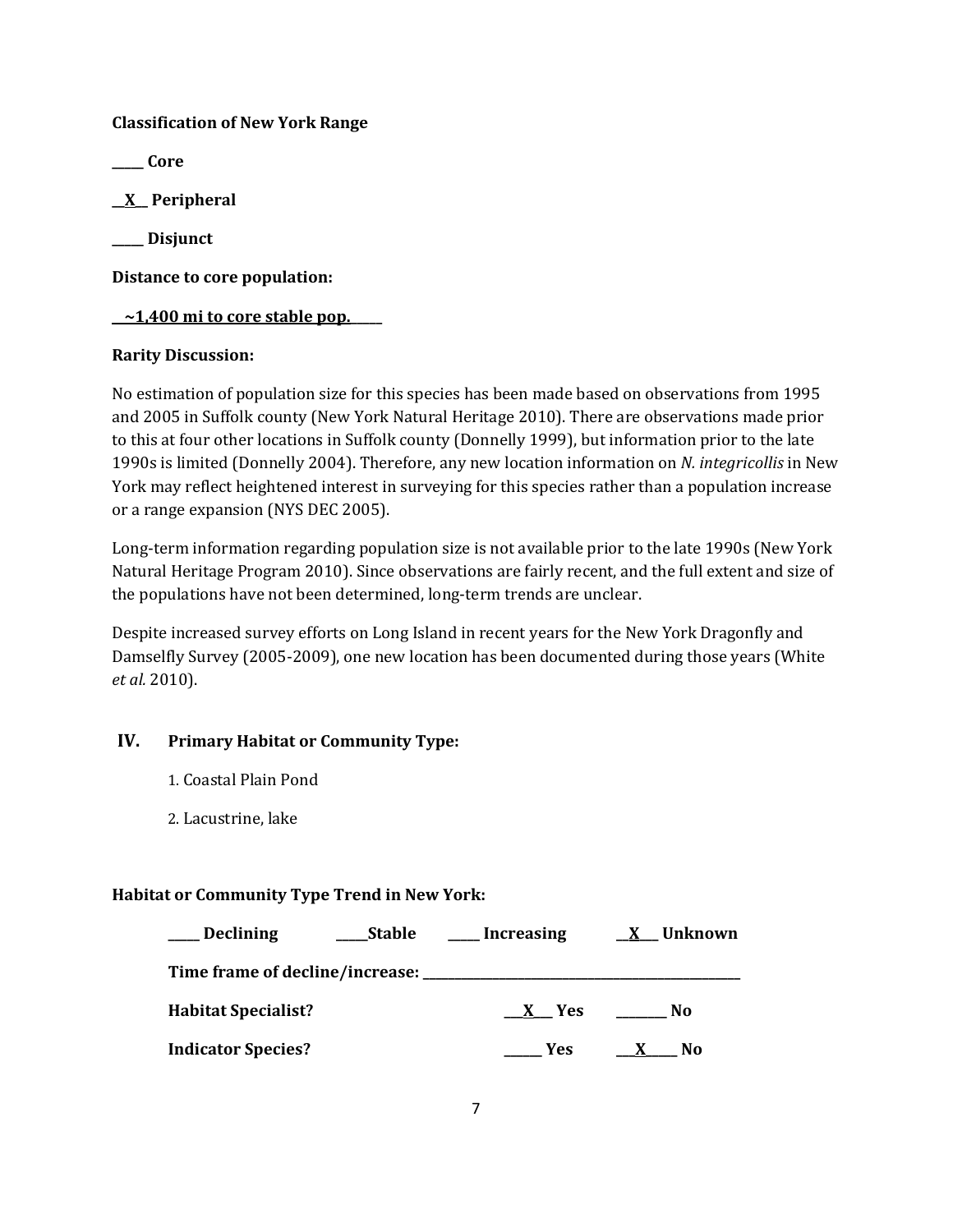**Classification of New York Range**

_____ **Core**

__X__ **Peripheral**

_____ **Disjunct**

**Distance to core population:**

**__~1,400 mi to core stable pop._____**

**Rarity Discussion:**

No estimation of population size for this species has been made based on observations from 1995 and 2005 in Suffolk county (New York Natural Heritage 2010). There are observations made prior to this at four other locations in Suffolk county (Donnelly 1999), but information prior to the late 1990s is limited (Donnelly 2004). Therefore, any new location information on *N. integricollis* in New York may reflect heightened interest in surveying for this species rather than a population increase or a range expansion (NYS DEC 2005).

Long-term information regarding population size is not available prior to the late 1990s (New York Natural Heritage Program 2010). Since observations are fairly recent, and the full extent and size of the populations have not been determined, long-term trends are unclear.

Despite increased survey efforts on Long Island in recent years for the New York Dragonfly and Damselfly Survey (2005-2009), one new location has been documented during those years (White *et al.* 2010).

## IV. Primary Habitat or Community Type:

1. Coastal Plain Pond
2. Lacustrine, lake

**Habitat or Community Type Trend in New York:**

**_____ Declining _____Stable _____ Increasing __X___ Unknown**

**Time frame of decline/increase: ___________________________________________**

**Habitat Specialist? ___X___ Yes ________ No**

**Indicator Species? ______ Yes ___X_____ No**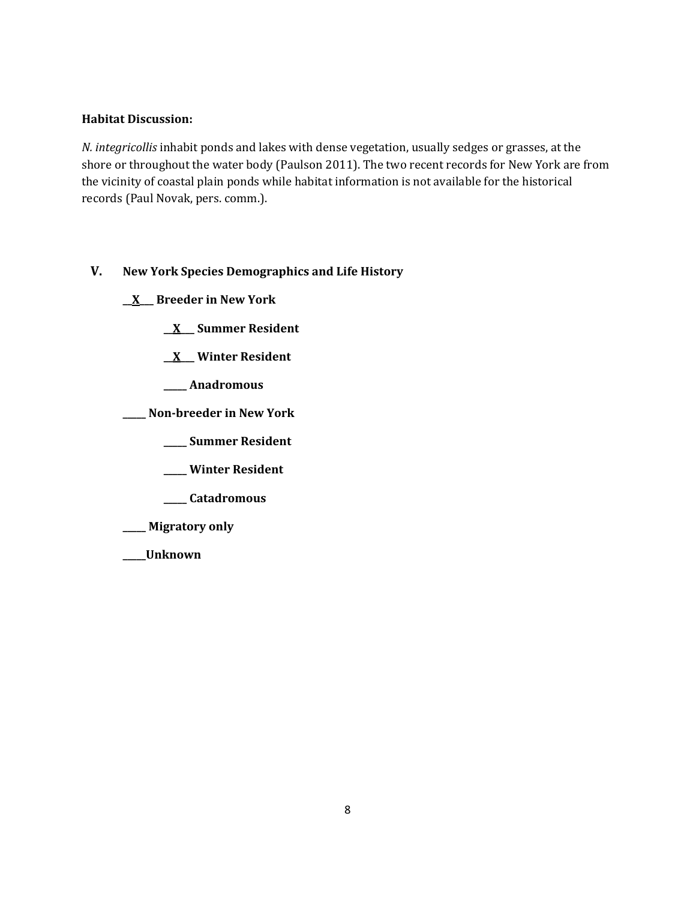**Habitat Discussion:**

*N. integricollis* inhabit ponds and lakes with dense vegetation, usually sedges or grasses, at the shore or throughout the water body (Paulson 2011). The two recent records for New York are from the vicinity of coastal plain ponds while habitat information is not available for the historical records (Paul Novak, pers. comm.).

## V. New York Species Demographics and Life History

**\_\_X\_\_ Breeder in New York**

**\_\_X\_\_ Summer Resident**

**\_\_X\_\_ Winter Resident**

**\_\_\_\_\_ Anadromous**

**\_\_\_\_\_ Non-breeder in New York**

**\_\_\_\_\_ Summer Resident**

**\_\_\_\_\_ Winter Resident**

**\_\_\_\_\_ Catadromous**

**\_\_\_\_\_ Migratory only**

**\_\_\_\_\_Unknown**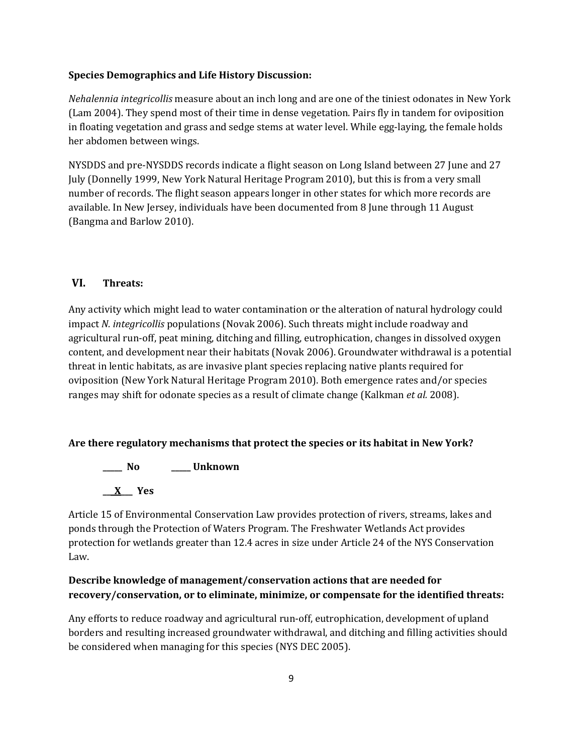**Species Demographics and Life History Discussion:**

*Nehalennia integricollis* measure about an inch long and are one of the tiniest odonates in New York (Lam 2004). They spend most of their time in dense vegetation. Pairs fly in tandem for oviposition in floating vegetation and grass and sedge stems at water level. While egg-laying, the female holds her abdomen between wings.

NYSDDS and pre-NYSDDS records indicate a flight season on Long Island between 27 June and 27 July (Donnelly 1999, New York Natural Heritage Program 2010), but this is from a very small number of records. The flight season appears longer in other states for which more records are available. In New Jersey, individuals have been documented from 8 June through 11 August (Bangma and Barlow 2010).

## VI. Threats:

Any activity which might lead to water contamination or the alteration of natural hydrology could impact *N. integricollis* populations (Novak 2006). Such threats might include roadway and agricultural run-off, peat mining, ditching and filling, eutrophication, changes in dissolved oxygen content, and development near their habitats (Novak 2006). Groundwater withdrawal is a potential threat in lentic habitats, as are invasive plant species replacing native plants required for oviposition (New York Natural Heritage Program 2010). Both emergence rates and/or species ranges may shift for odonate species as a result of climate change (Kalkman *et al.* 2008).

**Are there regulatory mechanisms that protect the species or its habitat in New York?**

**_____ No　　　_____ Unknown**

**__X__ Yes**

Article 15 of Environmental Conservation Law provides protection of rivers, streams, lakes and ponds through the Protection of Waters Program. The Freshwater Wetlands Act provides protection for wetlands greater than 12.4 acres in size under Article 24 of the NYS Conservation Law.

**Describe knowledge of management/conservation actions that are needed for recovery/conservation, or to eliminate, minimize, or compensate for the identified threats:**

Any efforts to reduce roadway and agricultural run-off, eutrophication, development of upland borders and resulting increased groundwater withdrawal, and ditching and filling activities should be considered when managing for this species (NYS DEC 2005).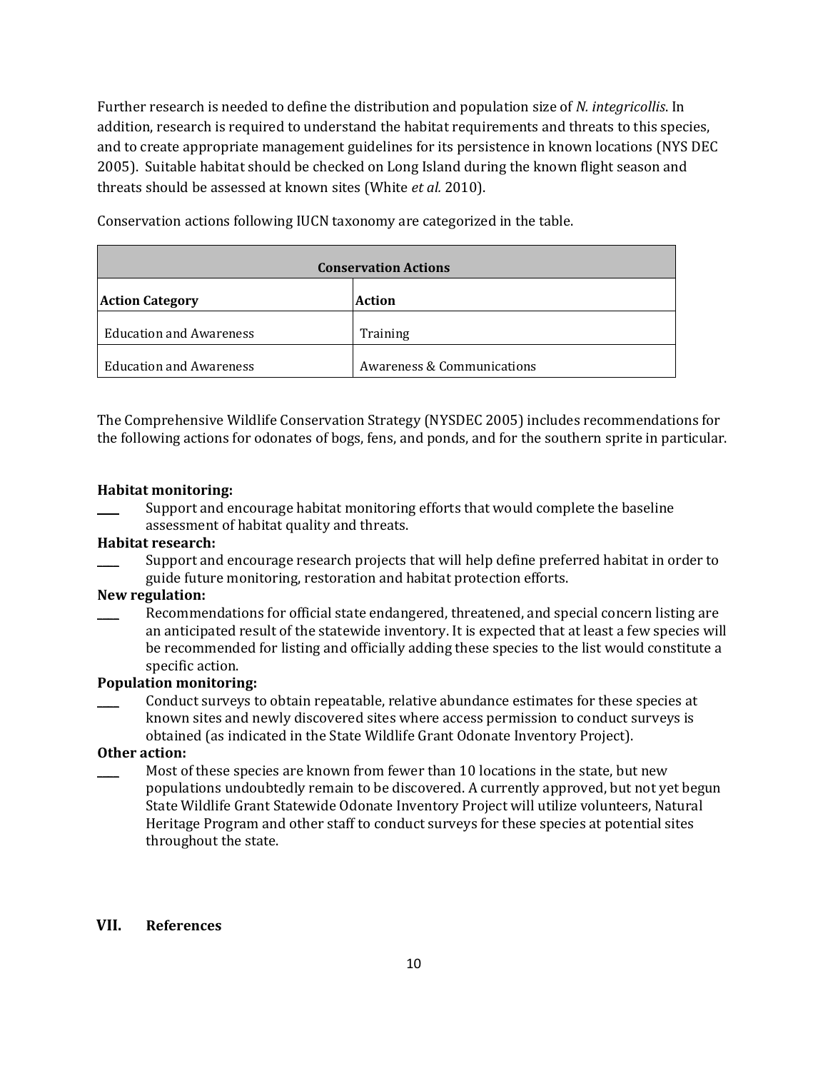Further research is needed to define the distribution and population size of *N. integricollis*. In addition, research is required to understand the habitat requirements and threats to this species, and to create appropriate management guidelines for its persistence in known locations (NYS DEC 2005). Suitable habitat should be checked on Long Island during the known flight season and threats should be assessed at known sites (White *et al.* 2010).

Conservation actions following IUCN taxonomy are categorized in the table.

| Conservation Actions | |
|---|---|
| **Action Category** | **Action** |
| Education and Awareness | Training |
| Education and Awareness | Awareness & Communications |

The Comprehensive Wildlife Conservation Strategy (NYSDEC 2005) includes recommendations for the following actions for odonates of bogs, fens, and ponds, and for the southern sprite in particular.

**Habitat monitoring:**

____ Support and encourage habitat monitoring efforts that would complete the baseline assessment of habitat quality and threats.

**Habitat research:**

____ Support and encourage research projects that will help define preferred habitat in order to guide future monitoring, restoration and habitat protection efforts.

**New regulation:**

____ Recommendations for official state endangered, threatened, and special concern listing are an anticipated result of the statewide inventory. It is expected that at least a few species will be recommended for listing and officially adding these species to the list would constitute a specific action.

**Population monitoring:**

____ Conduct surveys to obtain repeatable, relative abundance estimates for these species at known sites and newly discovered sites where access permission to conduct surveys is obtained (as indicated in the State Wildlife Grant Odonate Inventory Project).

**Other action:**

____ Most of these species are known from fewer than 10 locations in the state, but new populations undoubtedly remain to be discovered. A currently approved, but not yet begun State Wildlife Grant Statewide Odonate Inventory Project will utilize volunteers, Natural Heritage Program and other staff to conduct surveys for these species at potential sites throughout the state.

## VII. References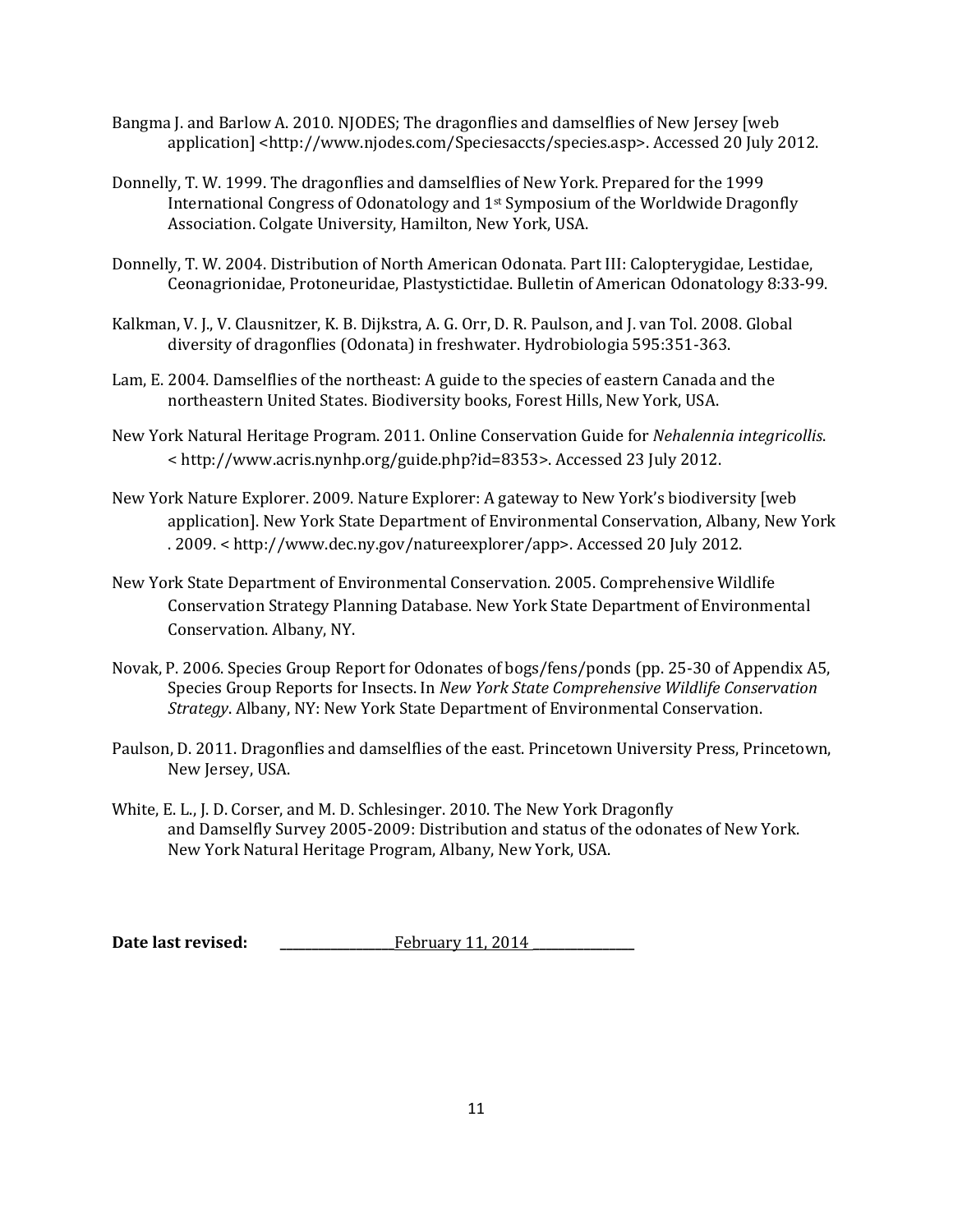Bangma J. and Barlow A. 2010. NJODES; The dragonflies and damselflies of New Jersey [web application] <http://www.njodes.com/Speciesaccts/species.asp>. Accessed 20 July 2012.

Donnelly, T. W. 1999. The dragonflies and damselflies of New York. Prepared for the 1999 International Congress of Odonatology and 1st Symposium of the Worldwide Dragonfly Association. Colgate University, Hamilton, New York, USA.

Donnelly, T. W. 2004. Distribution of North American Odonata. Part III: Calopterygidae, Lestidae, Ceonagrionidae, Protoneuridae, Plastystictidae. Bulletin of American Odonatology 8:33-99.

Kalkman, V. J., V. Clausnitzer, K. B. Dijkstra, A. G. Orr, D. R. Paulson, and J. van Tol. 2008. Global diversity of dragonflies (Odonata) in freshwater. Hydrobiologia 595:351-363.

Lam, E. 2004. Damselflies of the northeast: A guide to the species of eastern Canada and the northeastern United States. Biodiversity books, Forest Hills, New York, USA.

New York Natural Heritage Program. 2011. Online Conservation Guide for *Nehalennia integricollis*. < http://www.acris.nynhp.org/guide.php?id=8353>. Accessed 23 July 2012.

New York Nature Explorer. 2009. Nature Explorer: A gateway to New York's biodiversity [web application]. New York State Department of Environmental Conservation, Albany, New York . 2009. < http://www.dec.ny.gov/natureexplorer/app>. Accessed 20 July 2012.

New York State Department of Environmental Conservation. 2005. Comprehensive Wildlife Conservation Strategy Planning Database. New York State Department of Environmental Conservation. Albany, NY.

Novak, P. 2006. Species Group Report for Odonates of bogs/fens/ponds (pp. 25-30 of Appendix A5, Species Group Reports for Insects. In *New York State Comprehensive Wildlife Conservation Strategy*. Albany, NY: New York State Department of Environmental Conservation.

Paulson, D. 2011. Dragonflies and damselflies of the east. Princetown University Press, Princetown, New Jersey, USA.

White, E. L., J. D. Corser, and M. D. Schlesinger. 2010. The New York Dragonfly and Damselfly Survey 2005-2009: Distribution and status of the odonates of New York. New York Natural Heritage Program, Albany, New York, USA.

**Date last revised:** February 11, 2014